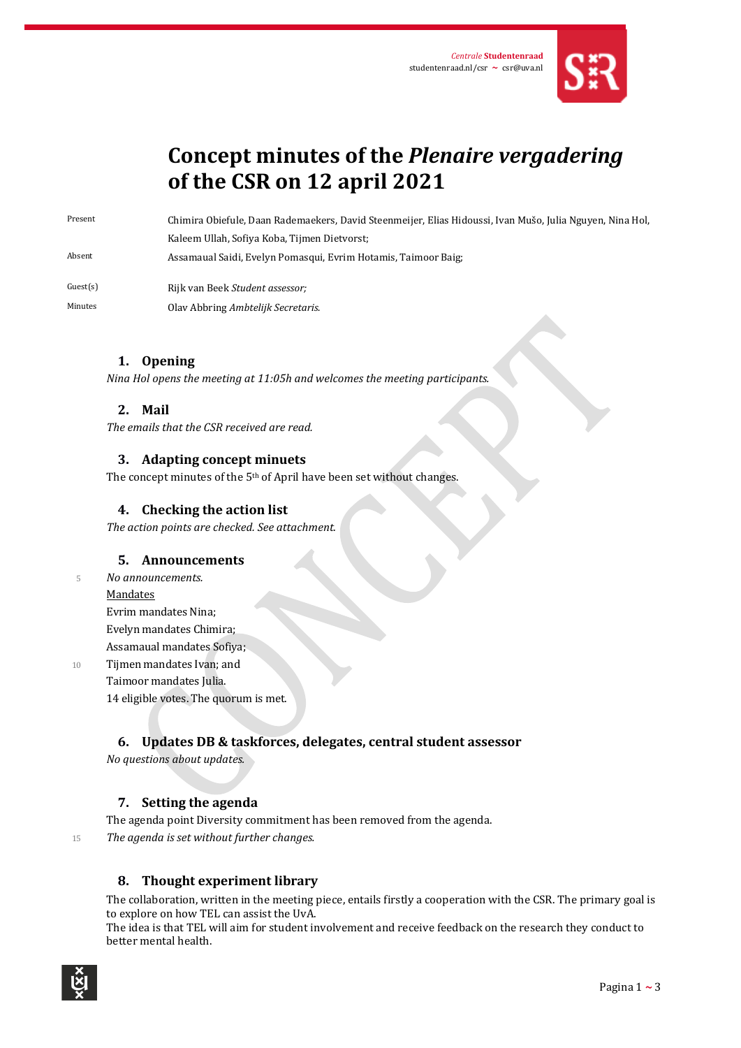Centrale Studentenraad
studentenraad.nl/csr ~ csr@uva.nl

# Concept minutes of the *Plenaire vergadering* of the CSR on 12 april 2021

| | |
|---|---|
| Present | Chimira Obiefule, Daan Rademaekers, David Steenmeijer, Elias Hidoussi, Ivan Mušo, Julia Nguyen, Nina Hol, Kaleem Ullah, Sofiya Koba, Tijmen Dietvorst; |
| Absent | Assamaual Saidi, Evelyn Pomasqui, Evrim Hotamis, Taimoor Baig; |
| Guest(s) | Rijk van Beek *Student assessor;* |
| Minutes | Olav Abbring *Ambtelijk Secretaris.* |

## 1. Opening

*Nina Hol opens the meeting at 11:05h and welcomes the meeting participants.*

## 2. Mail

*The emails that the CSR received are read.*

## 3. Adapting concept minuets

The concept minutes of the 5th of April have been set without changes.

## 4. Checking the action list

*The action points are checked. See attachment.*

## 5. Announcements

*No announcements.*

Mandates

Evrim mandates Nina;
Evelyn mandates Chimira;
Assamaual mandates Sofiya;
Tijmen mandates Ivan; and
Taimoor mandates Julia.
14 eligible votes. The quorum is met.

## 6. Updates DB & taskforces, delegates, central student assessor

*No questions about updates.*

## 7. Setting the agenda

The agenda point Diversity commitment has been removed from the agenda.
*The agenda is set without further changes.*

## 8. Thought experiment library

The collaboration, written in the meeting piece, entails firstly a cooperation with the CSR. The primary goal is to explore on how TEL can assist the UvA.
The idea is that TEL will aim for student involvement and receive feedback on the research they conduct to better mental health.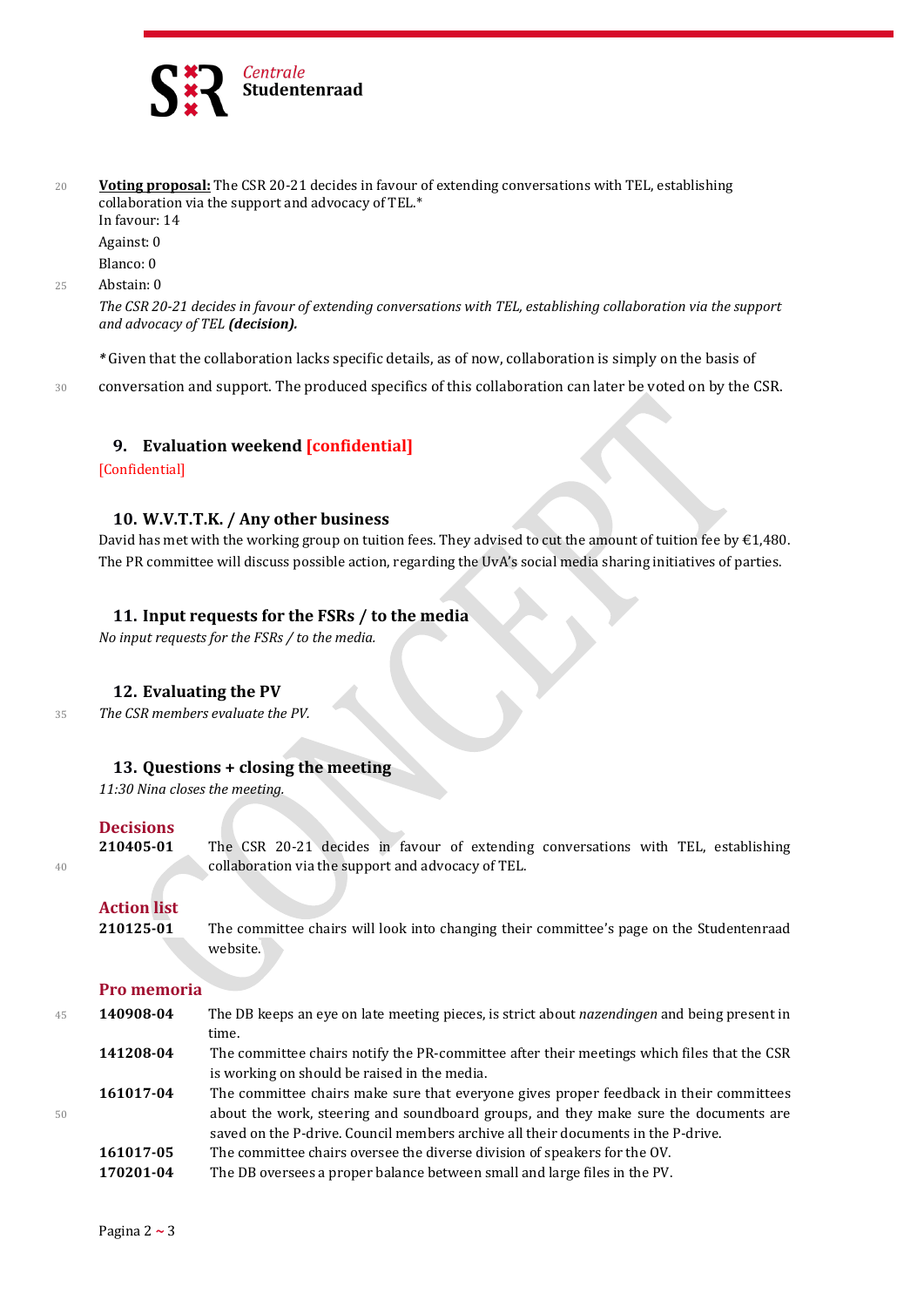**Voting proposal:** The CSR 20-21 decides in favour of extending conversations with TEL, establishing collaboration via the support and advocacy of TEL.*
In favour: 14

Against: 0

Blanco: 0

Abstain: 0

*The CSR 20-21 decides in favour of extending conversations with TEL, establishing collaboration via the support and advocacy of TEL **(decision).***

*Given that the collaboration lacks specific details, as of now, collaboration is simply on the basis of conversation and support. The produced specifics of this collaboration can later be voted on by the CSR.

## 9. Evaluation weekend [confidential]

[Confidential]

## 10. W.V.T.T.K. / Any other business

David has met with the working group on tuition fees. They advised to cut the amount of tuition fee by €1,480. The PR committee will discuss possible action, regarding the UvA's social media sharing initiatives of parties.

## 11. Input requests for the FSRs / to the media

*No input requests for the FSRs / to the media.*

## 12. Evaluating the PV

*The CSR members evaluate the PV.*

## 13. Questions + closing the meeting

*11:30 Nina closes the meeting.*

### Decisions

| | |
|---|---|
| **210405-01** | The CSR 20-21 decides in favour of extending conversations with TEL, establishing collaboration via the support and advocacy of TEL. |

### Action list

| | |
|---|---|
| **210125-01** | The committee chairs will look into changing their committee's page on the Studentenraad website. |

### Pro memoria

| | |
|---|---|
| **140908-04** | The DB keeps an eye on late meeting pieces, is strict about *nazendingen* and being present in time. |
| **141208-04** | The committee chairs notify the PR-committee after their meetings which files that the CSR is working on should be raised in the media. |
| **161017-04** | The committee chairs make sure that everyone gives proper feedback in their committees about the work, steering and soundboard groups, and they make sure the documents are saved on the P-drive. Council members archive all their documents in the P-drive. |
| **161017-05** | The committee chairs oversee the diverse division of speakers for the OV. |
| **170201-04** | The DB oversees a proper balance between small and large files in the PV. |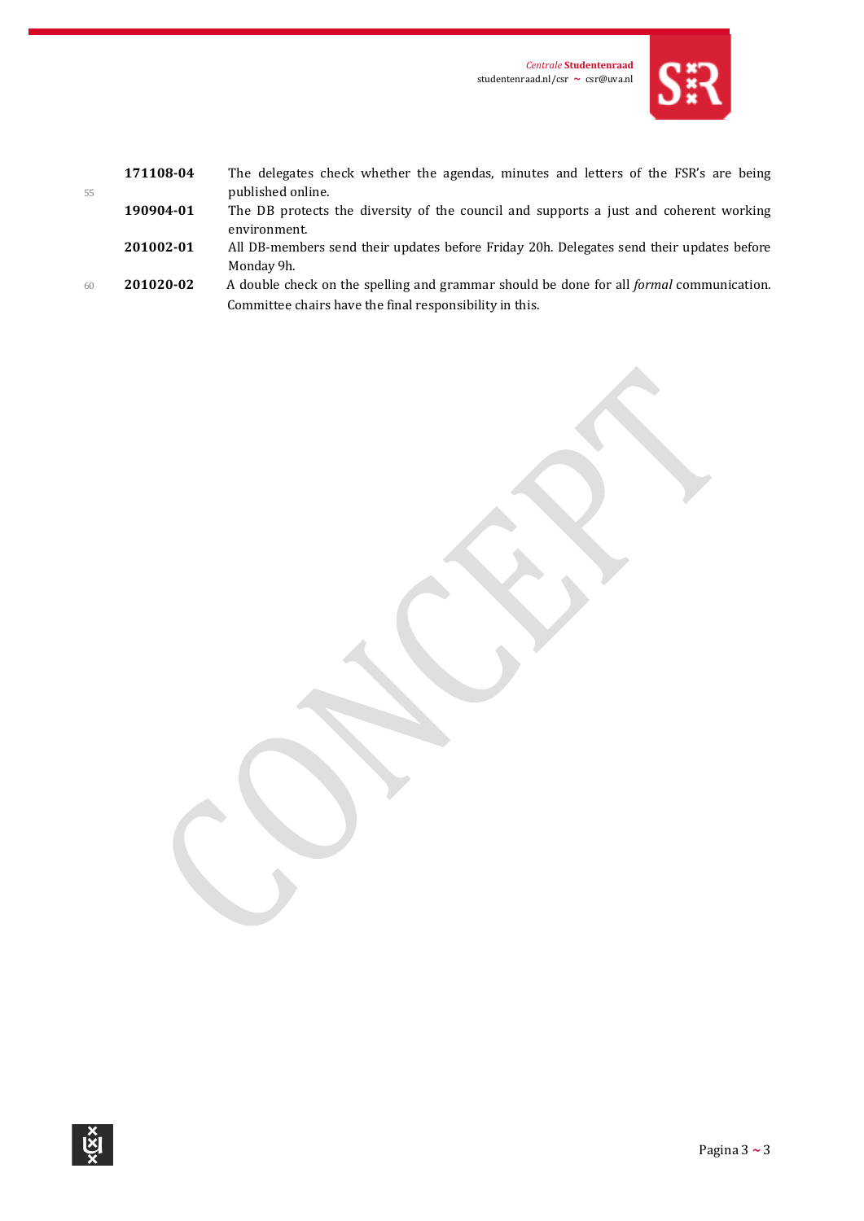| | |
|---|---|
| **171108-04** | The delegates check whether the agendas, minutes and letters of the FSR's are being published online. |
| **190904-01** | The DB protects the diversity of the council and supports a just and coherent working environment. |
| **201002-01** | All DB-members send their updates before Friday 20h. Delegates send their updates before Monday 9h. |
| **201020-02** | A double check on the spelling and grammar should be done for all *formal* communication. Committee chairs have the final responsibility in this. |